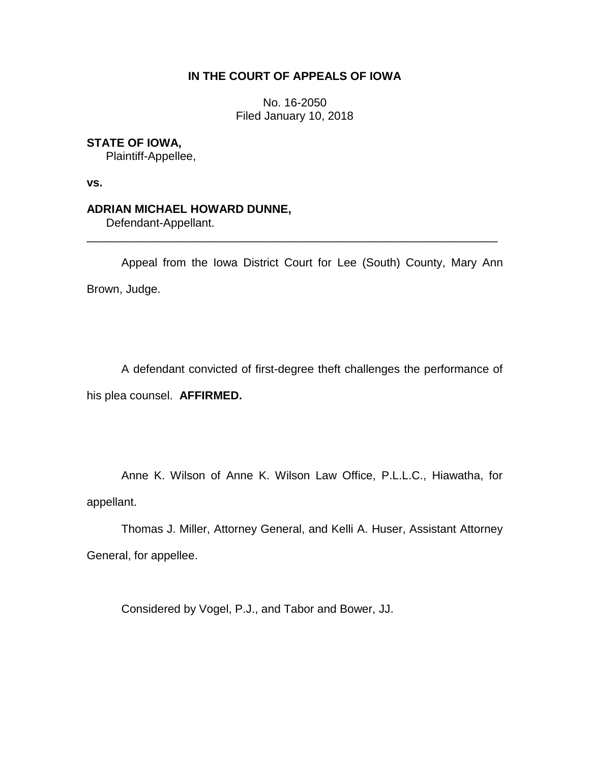**IN THE COURT OF APPEALS OF IOWA**

No. 16-2050
Filed January 10, 2018

**STATE OF IOWA,**
Plaintiff-Appellee,

**vs.**

**ADRIAN MICHAEL HOWARD DUNNE,**
Defendant-Appellant.

---

Appeal from the Iowa District Court for Lee (South) County, Mary Ann Brown, Judge.

A defendant convicted of first-degree theft challenges the performance of his plea counsel. **AFFIRMED.**

Anne K. Wilson of Anne K. Wilson Law Office, P.L.L.C., Hiawatha, for appellant.

Thomas J. Miller, Attorney General, and Kelli A. Huser, Assistant Attorney General, for appellee.

Considered by Vogel, P.J., and Tabor and Bower, JJ.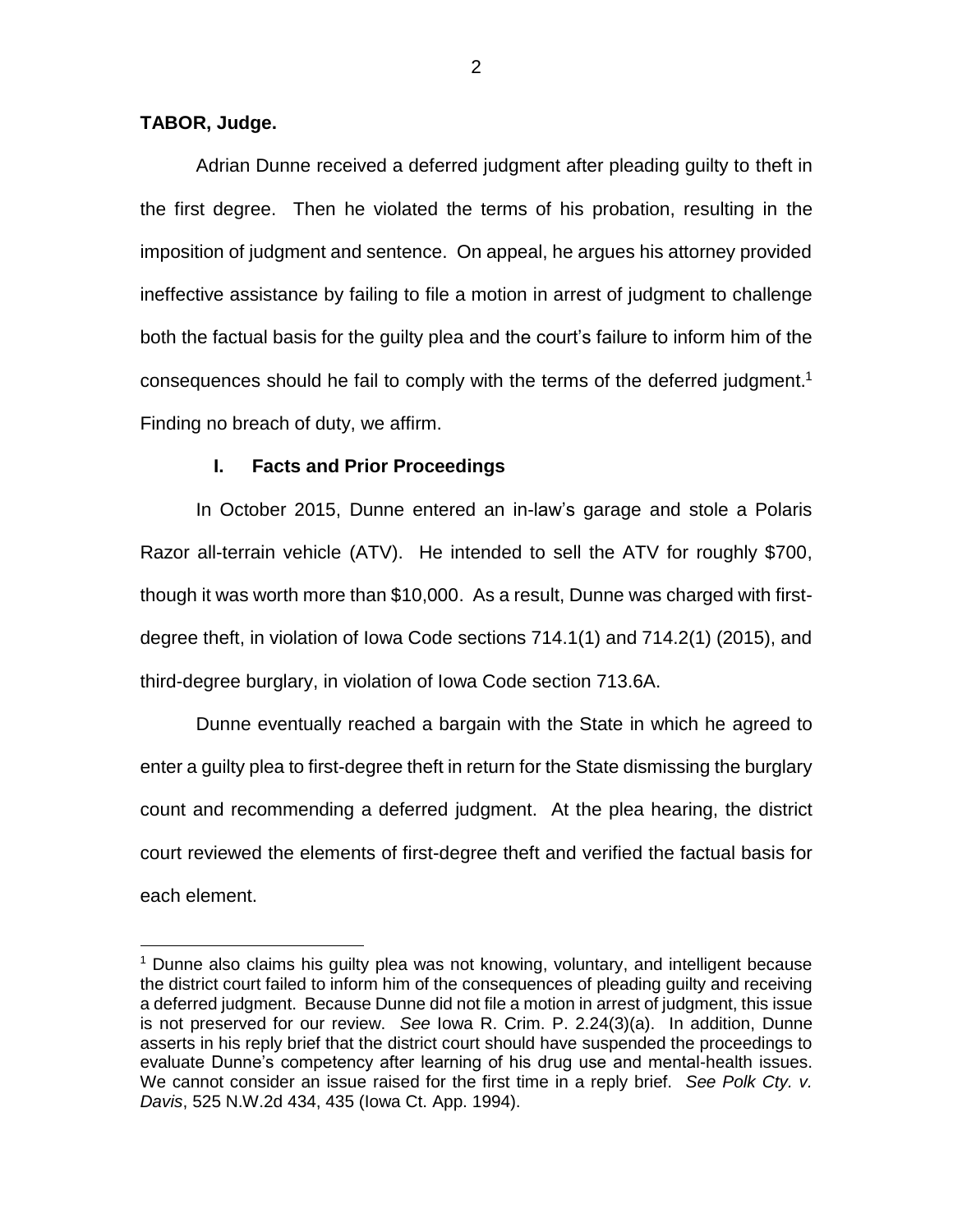**TABOR, Judge.**

Adrian Dunne received a deferred judgment after pleading guilty to theft in the first degree. Then he violated the terms of his probation, resulting in the imposition of judgment and sentence. On appeal, he argues his attorney provided ineffective assistance by failing to file a motion in arrest of judgment to challenge both the factual basis for the guilty plea and the court's failure to inform him of the consequences should he fail to comply with the terms of the deferred judgment.[1] Finding no breach of duty, we affirm.

## I. Facts and Prior Proceedings

In October 2015, Dunne entered an in-law's garage and stole a Polaris Razor all-terrain vehicle (ATV). He intended to sell the ATV for roughly $700, though it was worth more than $10,000. As a result, Dunne was charged with first-degree theft, in violation of Iowa Code sections 714.1(1) and 714.2(1) (2015), and third-degree burglary, in violation of Iowa Code section 713.6A.

Dunne eventually reached a bargain with the State in which he agreed to enter a guilty plea to first-degree theft in return for the State dismissing the burglary count and recommending a deferred judgment. At the plea hearing, the district court reviewed the elements of first-degree theft and verified the factual basis for each element.

[1] Dunne also claims his guilty plea was not knowing, voluntary, and intelligent because the district court failed to inform him of the consequences of pleading guilty and receiving a deferred judgment. Because Dunne did not file a motion in arrest of judgment, this issue is not preserved for our review. *See* Iowa R. Crim. P. 2.24(3)(a). In addition, Dunne asserts in his reply brief that the district court should have suspended the proceedings to evaluate Dunne's competency after learning of his drug use and mental-health issues. We cannot consider an issue raised for the first time in a reply brief. *See Polk Cty. v. Davis*, 525 N.W.2d 434, 435 (Iowa Ct. App. 1994).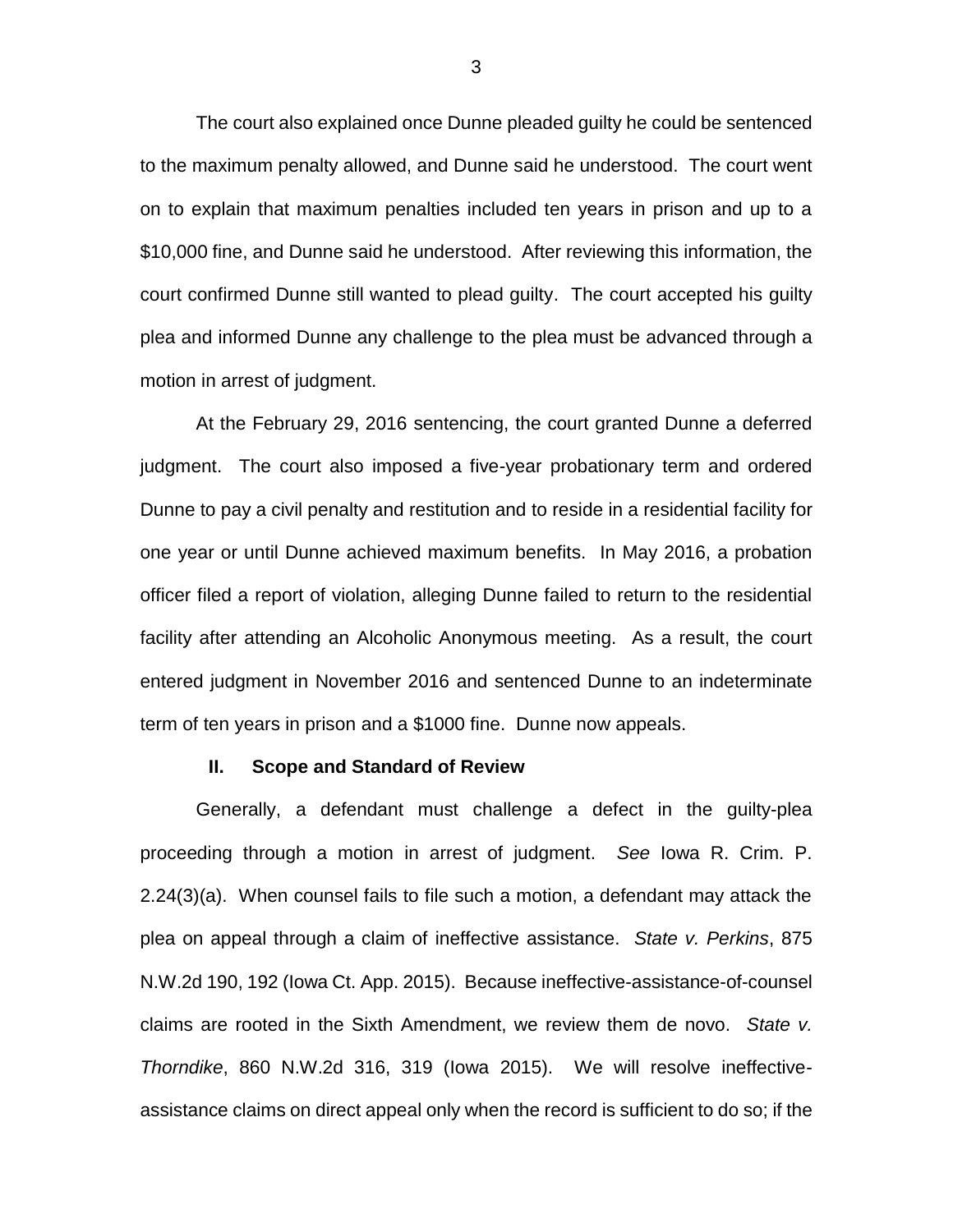The court also explained once Dunne pleaded guilty he could be sentenced to the maximum penalty allowed, and Dunne said he understood. The court went on to explain that maximum penalties included ten years in prison and up to a $10,000 fine, and Dunne said he understood. After reviewing this information, the court confirmed Dunne still wanted to plead guilty. The court accepted his guilty plea and informed Dunne any challenge to the plea must be advanced through a motion in arrest of judgment.

At the February 29, 2016 sentencing, the court granted Dunne a deferred judgment. The court also imposed a five-year probationary term and ordered Dunne to pay a civil penalty and restitution and to reside in a residential facility for one year or until Dunne achieved maximum benefits. In May 2016, a probation officer filed a report of violation, alleging Dunne failed to return to the residential facility after attending an Alcoholic Anonymous meeting. As a result, the court entered judgment in November 2016 and sentenced Dunne to an indeterminate term of ten years in prison and a $1000 fine. Dunne now appeals.

## II. Scope and Standard of Review

Generally, a defendant must challenge a defect in the guilty-plea proceeding through a motion in arrest of judgment. *See* Iowa R. Crim. P. 2.24(3)(a). When counsel fails to file such a motion, a defendant may attack the plea on appeal through a claim of ineffective assistance. *State v. Perkins*, 875 N.W.2d 190, 192 (Iowa Ct. App. 2015). Because ineffective-assistance-of-counsel claims are rooted in the Sixth Amendment, we review them de novo. *State v. Thorndike*, 860 N.W.2d 316, 319 (Iowa 2015). We will resolve ineffective-assistance claims on direct appeal only when the record is sufficient to do so; if the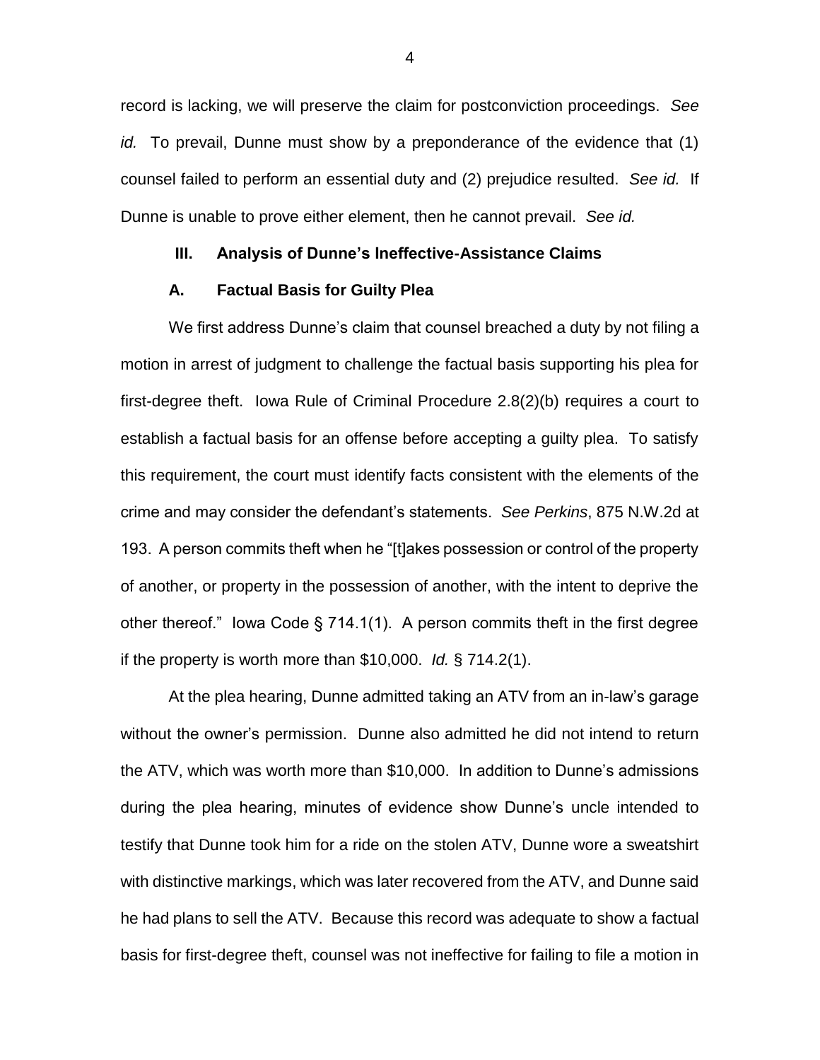record is lacking, we will preserve the claim for postconviction proceedings. *See id.* To prevail, Dunne must show by a preponderance of the evidence that (1) counsel failed to perform an essential duty and (2) prejudice resulted. *See id.* If Dunne is unable to prove either element, then he cannot prevail. *See id.*

## III. Analysis of Dunne's Ineffective-Assistance Claims

### A. Factual Basis for Guilty Plea

We first address Dunne's claim that counsel breached a duty by not filing a motion in arrest of judgment to challenge the factual basis supporting his plea for first-degree theft. Iowa Rule of Criminal Procedure 2.8(2)(b) requires a court to establish a factual basis for an offense before accepting a guilty plea. To satisfy this requirement, the court must identify facts consistent with the elements of the crime and may consider the defendant's statements. *See Perkins*, 875 N.W.2d at 193. A person commits theft when he "[t]akes possession or control of the property of another, or property in the possession of another, with the intent to deprive the other thereof." Iowa Code § 714.1(1). A person commits theft in the first degree if the property is worth more than $10,000. *Id.* § 714.2(1).

At the plea hearing, Dunne admitted taking an ATV from an in-law's garage without the owner's permission. Dunne also admitted he did not intend to return the ATV, which was worth more than $10,000. In addition to Dunne's admissions during the plea hearing, minutes of evidence show Dunne's uncle intended to testify that Dunne took him for a ride on the stolen ATV, Dunne wore a sweatshirt with distinctive markings, which was later recovered from the ATV, and Dunne said he had plans to sell the ATV. Because this record was adequate to show a factual basis for first-degree theft, counsel was not ineffective for failing to file a motion in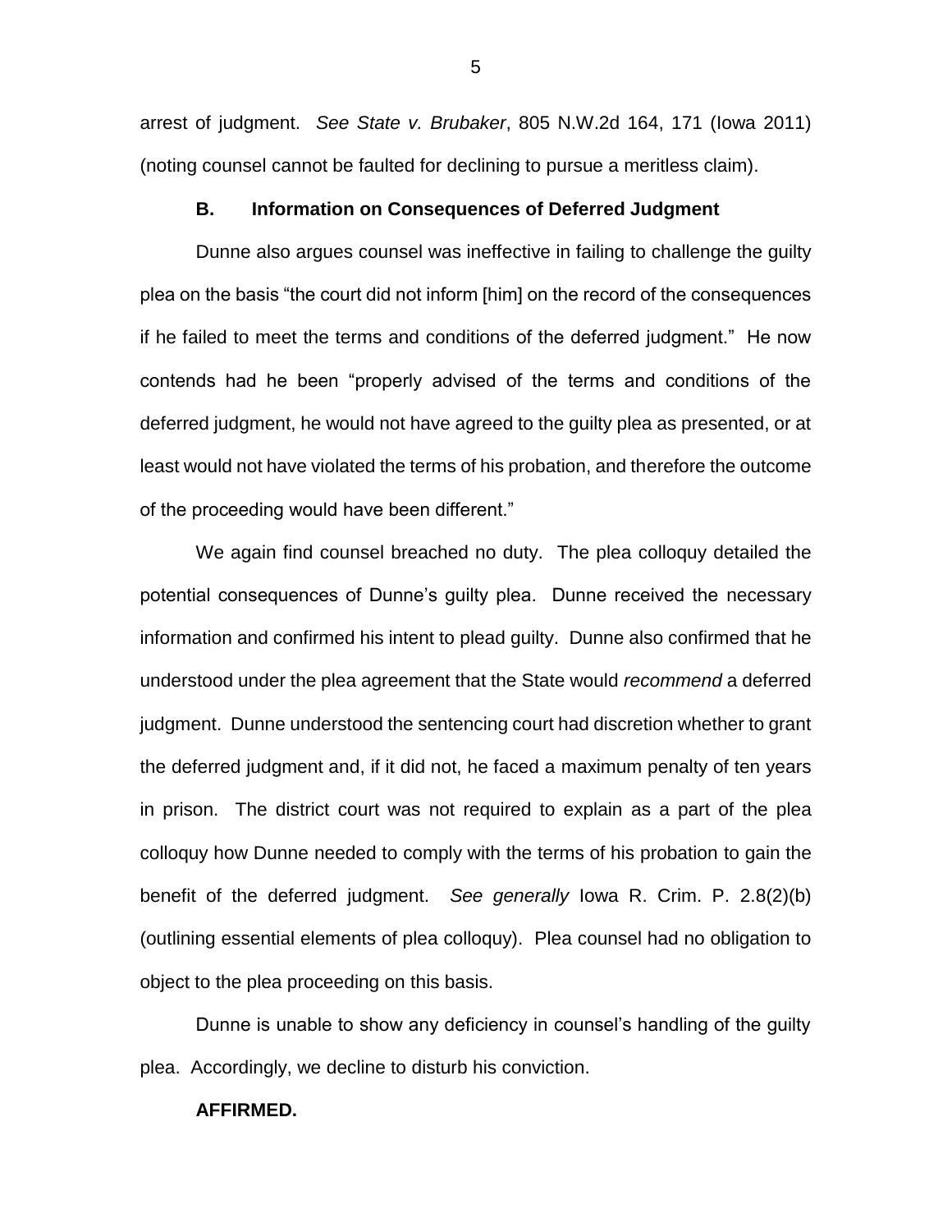arrest of judgment. *See State v. Brubaker*, 805 N.W.2d 164, 171 (Iowa 2011) (noting counsel cannot be faulted for declining to pursue a meritless claim).

**B. Information on Consequences of Deferred Judgment**

Dunne also argues counsel was ineffective in failing to challenge the guilty plea on the basis "the court did not inform [him] on the record of the consequences if he failed to meet the terms and conditions of the deferred judgment." He now contends had he been "properly advised of the terms and conditions of the deferred judgment, he would not have agreed to the guilty plea as presented, or at least would not have violated the terms of his probation, and therefore the outcome of the proceeding would have been different."

We again find counsel breached no duty. The plea colloquy detailed the potential consequences of Dunne's guilty plea. Dunne received the necessary information and confirmed his intent to plead guilty. Dunne also confirmed that he understood under the plea agreement that the State would *recommend* a deferred judgment. Dunne understood the sentencing court had discretion whether to grant the deferred judgment and, if it did not, he faced a maximum penalty of ten years in prison. The district court was not required to explain as a part of the plea colloquy how Dunne needed to comply with the terms of his probation to gain the benefit of the deferred judgment. *See generally* Iowa R. Crim. P. 2.8(2)(b) (outlining essential elements of plea colloquy). Plea counsel had no obligation to object to the plea proceeding on this basis.

Dunne is unable to show any deficiency in counsel's handling of the guilty plea. Accordingly, we decline to disturb his conviction.

**AFFIRMED.**